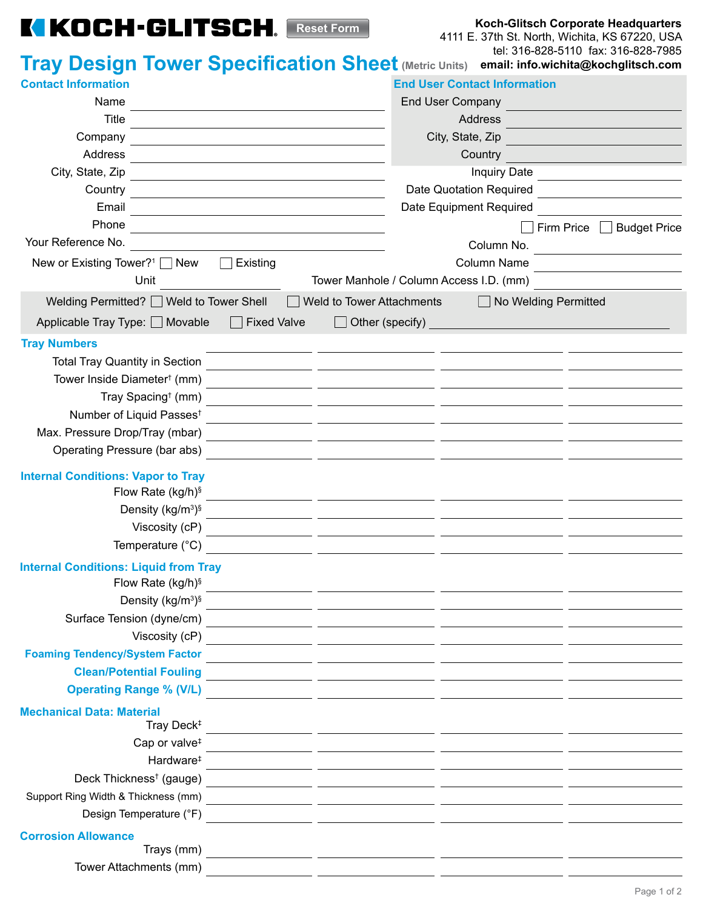# KOCH-GLITSCH

Reset Form

**Koch-Glitsch Corporate Headquarters**
4111 E. 37th St. North, Wichita, KS 67220, USA
tel: 316-828-5110 fax: 316-828-7985
**email: info.wichita@kochglitsch.com**

## Tray Design Tower Specification Sheet (Metric Units)

### Contact Information

Name ____________________

Title ____________________

Company ____________________

Address ____________________

City, State, Zip ____________________

Country ____________________

Email ____________________

Phone ____________________

Your Reference No. ____________________

New or Existing Tower?[1] ☐ New ☐ Existing

Unit ____________________

### End User Contact Information

End User Company ____________________

Address ____________________

City, State, Zip ____________________

Country ____________________

Inquiry Date ____________________

Date Quotation Required ____________________

Date Equipment Required ____________________

☐ Firm Price ☐ Budget Price

Column No. ____________________

Column Name ____________________

Tower Manhole / Column Access I.D. (mm) ____________________

Welding Permitted? ☐ Weld to Tower Shell ☐ Weld to Tower Attachments ☐ No Welding Permitted

Applicable Tray Type: ☐ Movable ☐ Fixed Valve ☐ Other (specify) ____________________

| **Tray Numbers** | | | | |
|---|---|---|---|---|
| Total Tray Quantity in Section | | | | |
| Tower Inside Diameter† (mm) | | | | |
| Tray Spacing† (mm) | | | | |
| Number of Liquid Passes† | | | | |
| Max. Pressure Drop/Tray (mbar) | | | | |
| Operating Pressure (bar abs) | | | | |
| **Internal Conditions: Vapor to Tray** | | | | |
| Flow Rate (kg/h)§ | | | | |
| Density (kg/m$^3$)§ | | | | |
| Viscosity (cP) | | | | |
| Temperature (°C) | | | | |
| **Internal Conditions: Liquid from Tray** | | | | |
| Flow Rate (kg/h)§ | | | | |
| Density (kg/m$^3$)§ | | | | |
| Surface Tension (dyne/cm) | | | | |
| Viscosity (cP) | | | | |
| **Foaming Tendency/System Factor** | | | | |
| **Clean/Potential Fouling** | | | | |
| **Operating Range % (V/L)** | | | | |
| **Mechanical Data: Material** | | | | |
| Tray Deck‡ | | | | |
| Cap or valve‡ | | | | |
| Hardware‡ | | | | |
| Deck Thickness† (gauge) | | | | |
| Support Ring Width & Thickness (mm) | | | | |
| Design Temperature (°F) | | | | |
| **Corrosion Allowance** | | | | |
| Trays (mm) | | | | |
| Tower Attachments (mm) | | | | |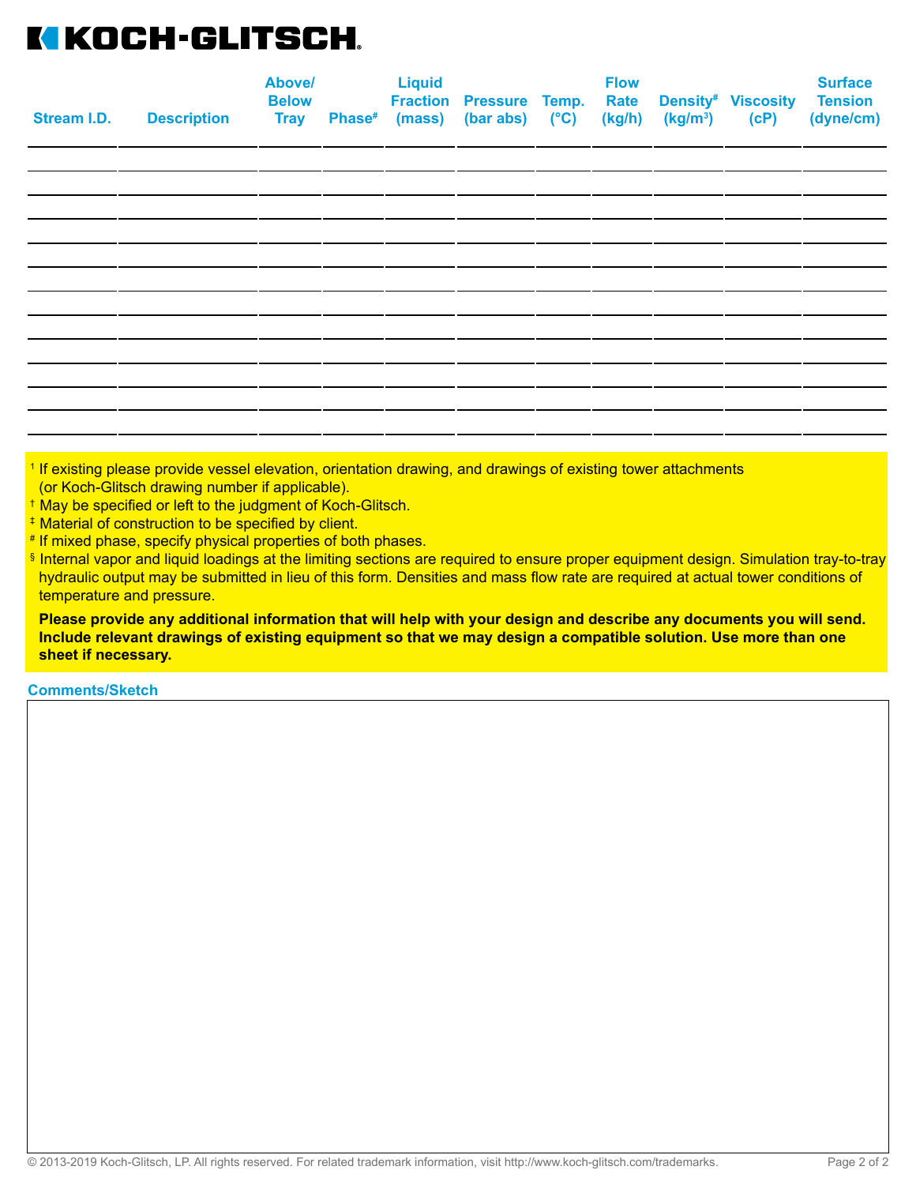KOCH-GLITSCH

| Stream I.D. | Description | Above/ Below Tray | Phase# | Liquid Fraction (mass) | Pressure (bar abs) | Temp. (°C) | Flow Rate (kg/h) | Density# ($kg/m^3$) | Viscosity (cP) | Surface Tension (dyne/cm) |
|---|---|---|---|---|---|---|---|---|---|---|
| | | | | | | | | | | |
| | | | | | | | | | | |
| | | | | | | | | | | |
| | | | | | | | | | | |
| | | | | | | | | | | |
| | | | | | | | | | | |
| | | | | | | | | | | |
| | | | | | | | | | | |
| | | | | | | | | | | |
| | | | | | | | | | | |
| | | | | | | | | | | |
| | | | | | | | | | | |

[1] If existing please provide vessel elevation, orientation drawing, and drawings of existing tower attachments (or Koch-Glitsch drawing number if applicable).

[†] May be specified or left to the judgment of Koch-Glitsch.

[‡] Material of construction to be specified by client.

[#] If mixed phase, specify physical properties of both phases.

[§] Internal vapor and liquid loadings at the limiting sections are required to ensure proper equipment design. Simulation tray-to-tray hydraulic output may be submitted in lieu of this form. Densities and mass flow rate are required at actual tower conditions of temperature and pressure.

**Please provide any additional information that will help with your design and describe any documents you will send. Include relevant drawings of existing equipment so that we may design a compatible solution. Use more than one sheet if necessary.**

## Comments/Sketch

© 2013-2019 Koch-Glitsch, LP. All rights reserved. For related trademark information, visit http://www.koch-glitsch.com/trademarks.